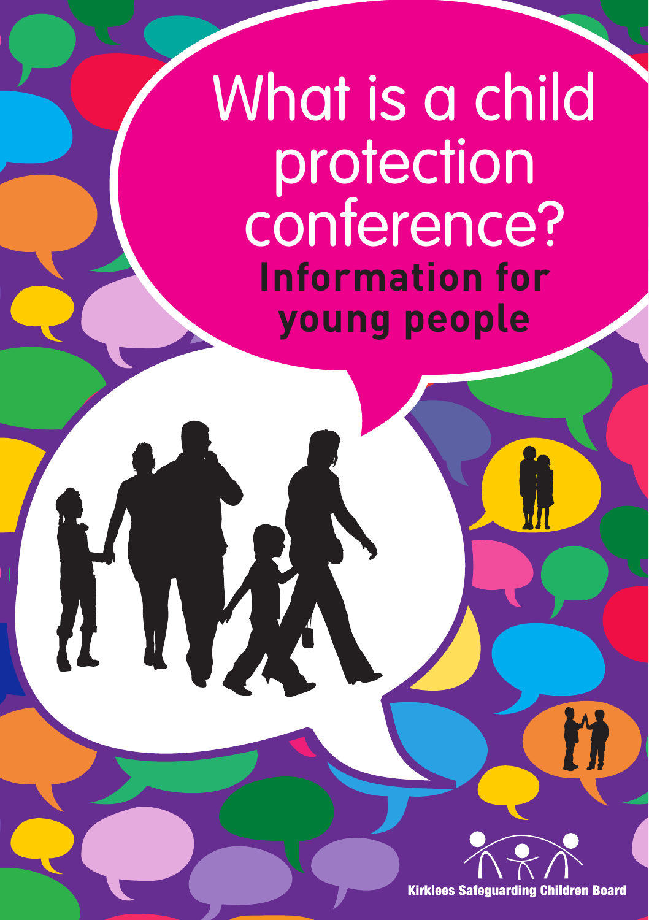# What is a child protection conference?

## Information for young people

Kirklees Safeguarding Children Board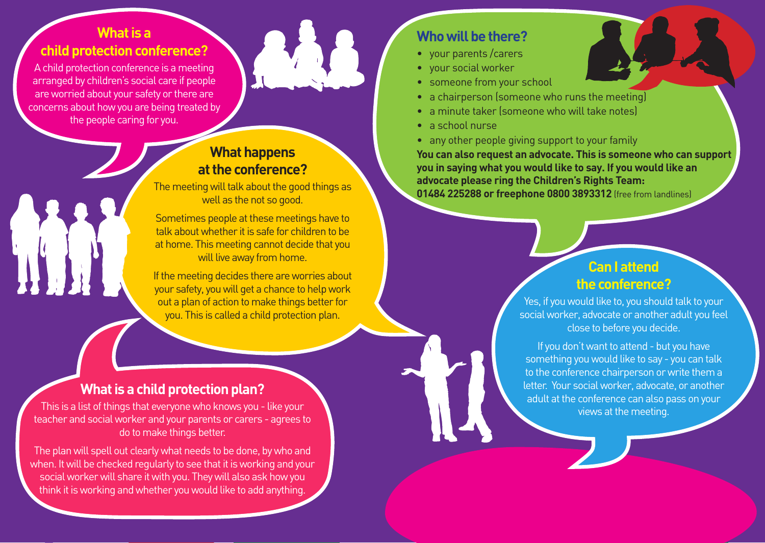## What is a child protection conference?

A child protection conference is a meeting arranged by children's social care if people are worried about your safety or there are concerns about how you are being treated by the people caring for you.

## What happens at the conference?

The meeting will talk about the good things as well as the not so good.

Sometimes people at these meetings have to talk about whether it is safe for children to be at home. This meeting cannot decide that you will live away from home.

If the meeting decides there are worries about your safety, you will get a chance to help work out a plan of action to make things better for you. This is called a child protection plan.

## What is a child protection plan?

This is a list of things that everyone who knows you - like your teacher and social worker and your parents or carers - agrees to do to make things better.

The plan will spell out clearly what needs to be done, by who and when. It will be checked regularly to see that it is working and your social worker will share it with you. They will also ask how you think it is working and whether you would like to add anything.

## Who will be there?

- your parents /carers
- your social worker
- someone from your school
- a chairperson (someone who runs the meeting)
- a minute taker (someone who will take notes)
- a school nurse
- any other people giving support to your family

**You can also request an advocate. This is someone who can support you in saying what you would like to say. If you would like an advocate please ring the Children's Rights Team: 01484 225288 or freephone 0800 3893312** (free from landlines)

## Can I attend the conference?

Yes, if you would like to, you should talk to your social worker, advocate or another adult you feel close to before you decide.

If you don't want to attend - but you have something you would like to say - you can talk to the conference chairperson or write them a letter. Your social worker, advocate, or another adult at the conference can also pass on your views at the meeting.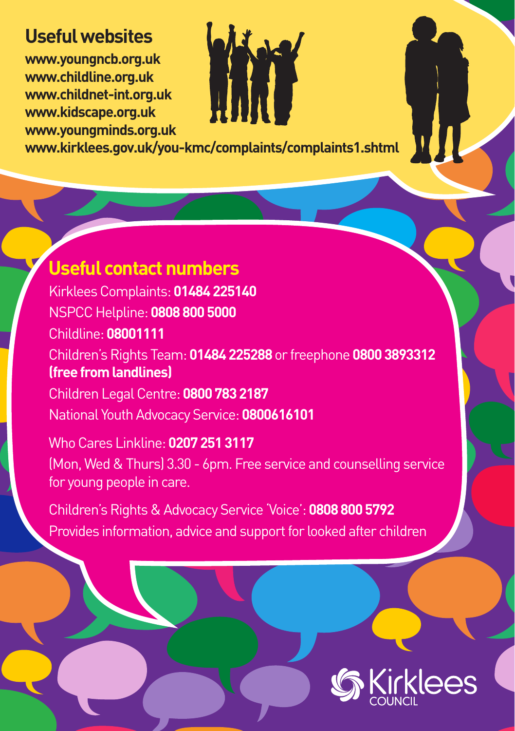## Useful websites

**www.youngncb.org.uk**
**www.childline.org.uk**
**www.childnet-int.org.uk**
**www.kidscape.org.uk**
**www.youngminds.org.uk**
**www.kirklees.gov.uk/you-kmc/complaints/complaints1.shtml**

## Useful contact numbers

Kirklees Complaints: **01484 225140**

NSPCC Helpline: **0808 800 5000**

Childline: **08001111**

Children's Rights Team: **01484 225288** or freephone **0800 3893312 (free from landlines)**

Children Legal Centre: **0800 783 2187**

National Youth Advocacy Service: **0800616101**

Who Cares Linkline: **0207 251 3117**
(Mon, Wed & Thurs) 3.30 - 6pm. Free service and counselling service for young people in care.

Children's Rights & Advocacy Service 'Voice': **0808 800 5792**
Provides information, advice and support for looked after children

Kirklees COUNCIL